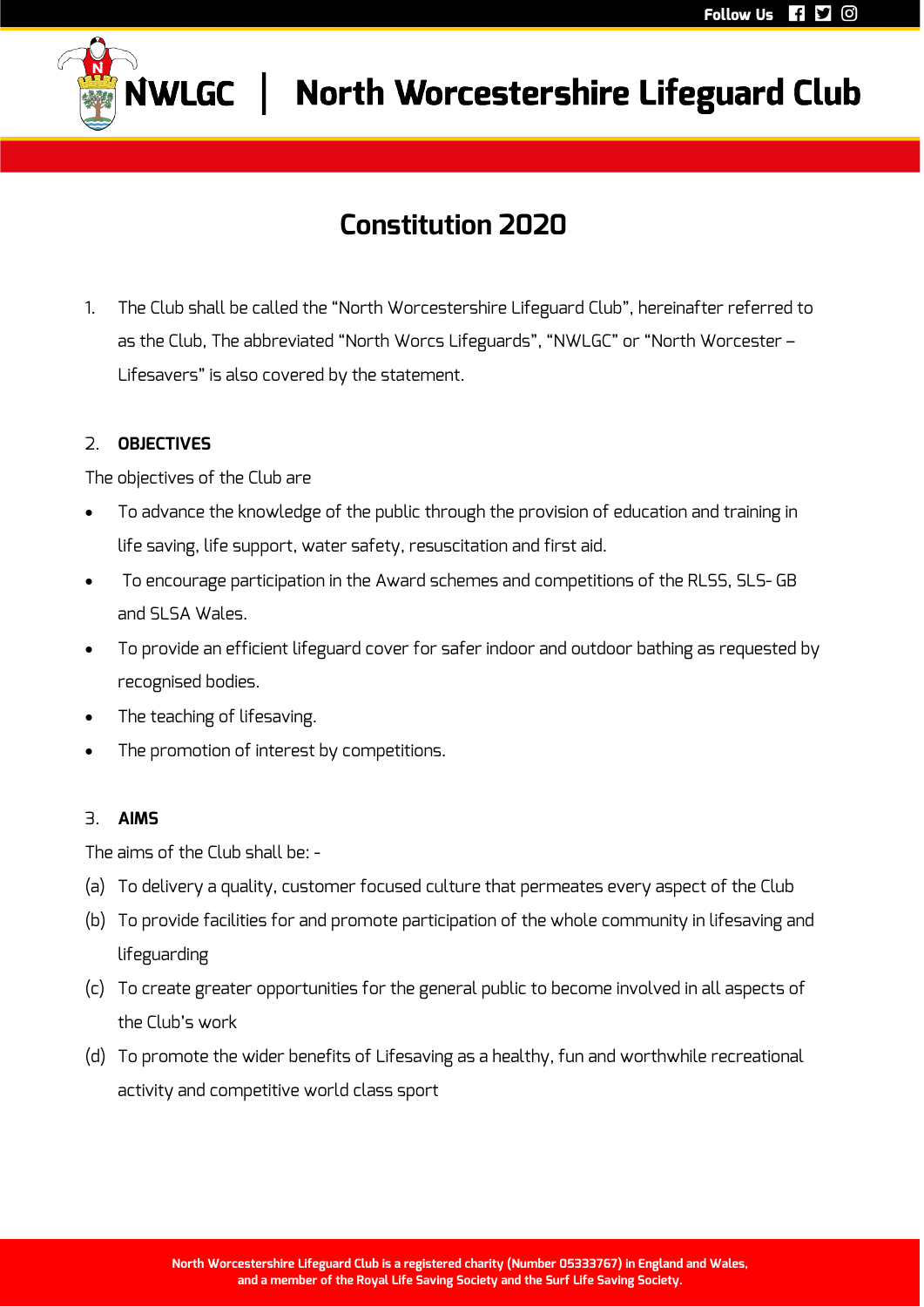# North Worcestershire Lifeguard Club

## Constitution 2020

1. The Club shall be called the "North Worcestershire Lifeguard Club", hereinafter referred to as the Club, The abbreviated "North Worcs Lifeguards", "NWLGC" or "North Worcester – Lifesavers" is also covered by the statement.

2. **OBJECTIVES**

The objectives of the Club are

- To advance the knowledge of the public through the provision of education and training in life saving, life support, water safety, resuscitation and first aid.
- To encourage participation in the Award schemes and competitions of the RLSS, SLS- GB and SLSA Wales.
- To provide an efficient lifeguard cover for safer indoor and outdoor bathing as requested by recognised bodies.
- The teaching of lifesaving.
- The promotion of interest by competitions.

3. **AIMS**

The aims of the Club shall be: -

(a) To delivery a quality, customer focused culture that permeates every aspect of the Club

(b) To provide facilities for and promote participation of the whole community in lifesaving and lifeguarding

(c) To create greater opportunities for the general public to become involved in all aspects of the Club's work

(d) To promote the wider benefits of Lifesaving as a healthy, fun and worthwhile recreational activity and competitive world class sport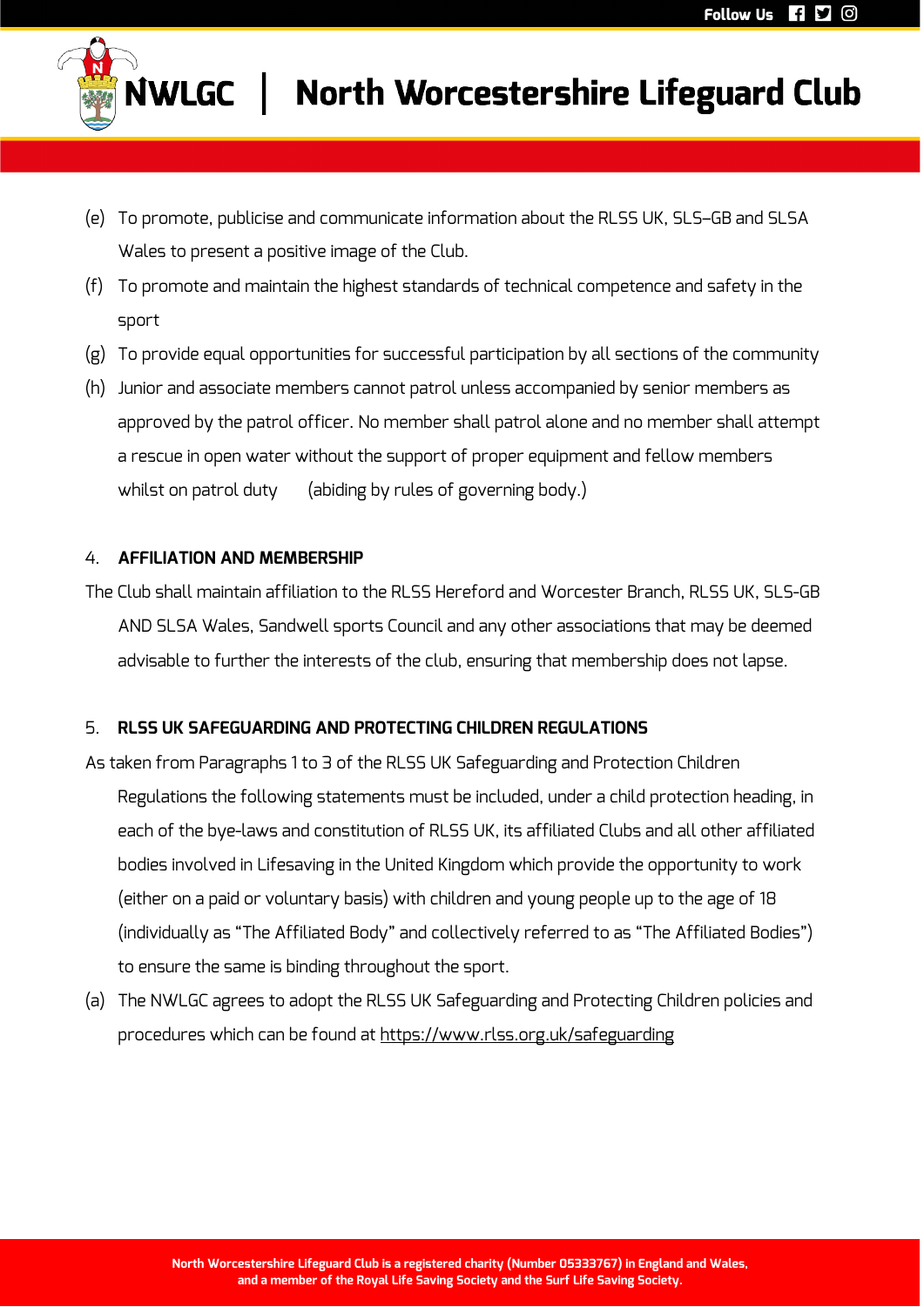(e) To promote, publicise and communicate information about the RLSS UK, SLS–GB and SLSA Wales to present a positive image of the Club.

(f) To promote and maintain the highest standards of technical competence and safety in the sport

(g) To provide equal opportunities for successful participation by all sections of the community

(h) Junior and associate members cannot patrol unless accompanied by senior members as approved by the patrol officer. No member shall patrol alone and no member shall attempt a rescue in open water without the support of proper equipment and fellow members whilst on patrol duty (abiding by rules of governing body.)

## 4. AFFILIATION AND MEMBERSHIP

The Club shall maintain affiliation to the RLSS Hereford and Worcester Branch, RLSS UK, SLS-GB AND SLSA Wales, Sandwell sports Council and any other associations that may be deemed advisable to further the interests of the club, ensuring that membership does not lapse.

## 5. RLSS UK SAFEGUARDING AND PROTECTING CHILDREN REGULATIONS

As taken from Paragraphs 1 to 3 of the RLSS UK Safeguarding and Protection Children Regulations the following statements must be included, under a child protection heading, in each of the bye-laws and constitution of RLSS UK, its affiliated Clubs and all other affiliated bodies involved in Lifesaving in the United Kingdom which provide the opportunity to work (either on a paid or voluntary basis) with children and young people up to the age of 18 (individually as "The Affiliated Body" and collectively referred to as "The Affiliated Bodies") to ensure the same is binding throughout the sport.

(a) The NWLGC agrees to adopt the RLSS UK Safeguarding and Protecting Children policies and procedures which can be found at https://www.rlss.org.uk/safeguarding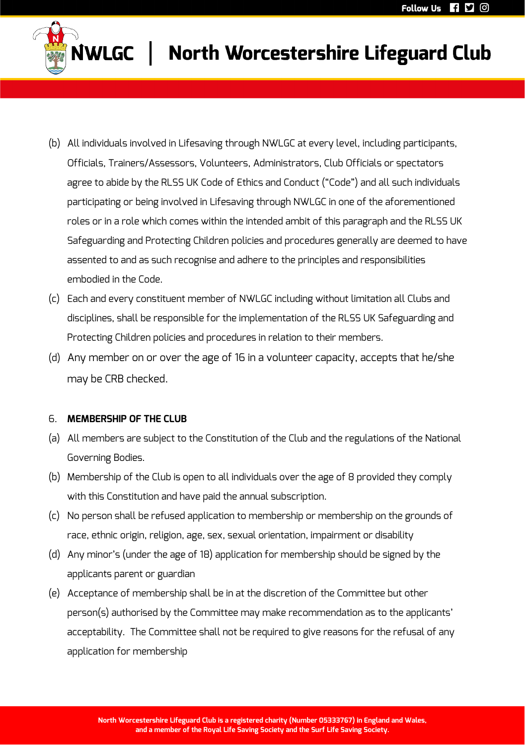(b) All individuals involved in Lifesaving through NWLGC at every level, including participants, Officials, Trainers/Assessors, Volunteers, Administrators, Club Officials or spectators agree to abide by the RLSS UK Code of Ethics and Conduct ("Code") and all such individuals participating or being involved in Lifesaving through NWLGC in one of the aforementioned roles or in a role which comes within the intended ambit of this paragraph and the RLSS UK Safeguarding and Protecting Children policies and procedures generally are deemed to have assented to and as such recognise and adhere to the principles and responsibilities embodied in the Code.

(c) Each and every constituent member of NWLGC including without limitation all Clubs and disciplines, shall be responsible for the implementation of the RLSS UK Safeguarding and Protecting Children policies and procedures in relation to their members.

(d) Any member on or over the age of 16 in a volunteer capacity, accepts that he/she may be CRB checked.

6. **MEMBERSHIP OF THE CLUB**

(a) All members are subject to the Constitution of the Club and the regulations of the National Governing Bodies.

(b) Membership of the Club is open to all individuals over the age of 8 provided they comply with this Constitution and have paid the annual subscription.

(c) No person shall be refused application to membership or membership on the grounds of race, ethnic origin, religion, age, sex, sexual orientation, impairment or disability

(d) Any minor's (under the age of 18) application for membership should be signed by the applicants parent or guardian

(e) Acceptance of membership shall be in at the discretion of the Committee but other person(s) authorised by the Committee may make recommendation as to the applicants' acceptability. The Committee shall not be required to give reasons for the refusal of any application for membership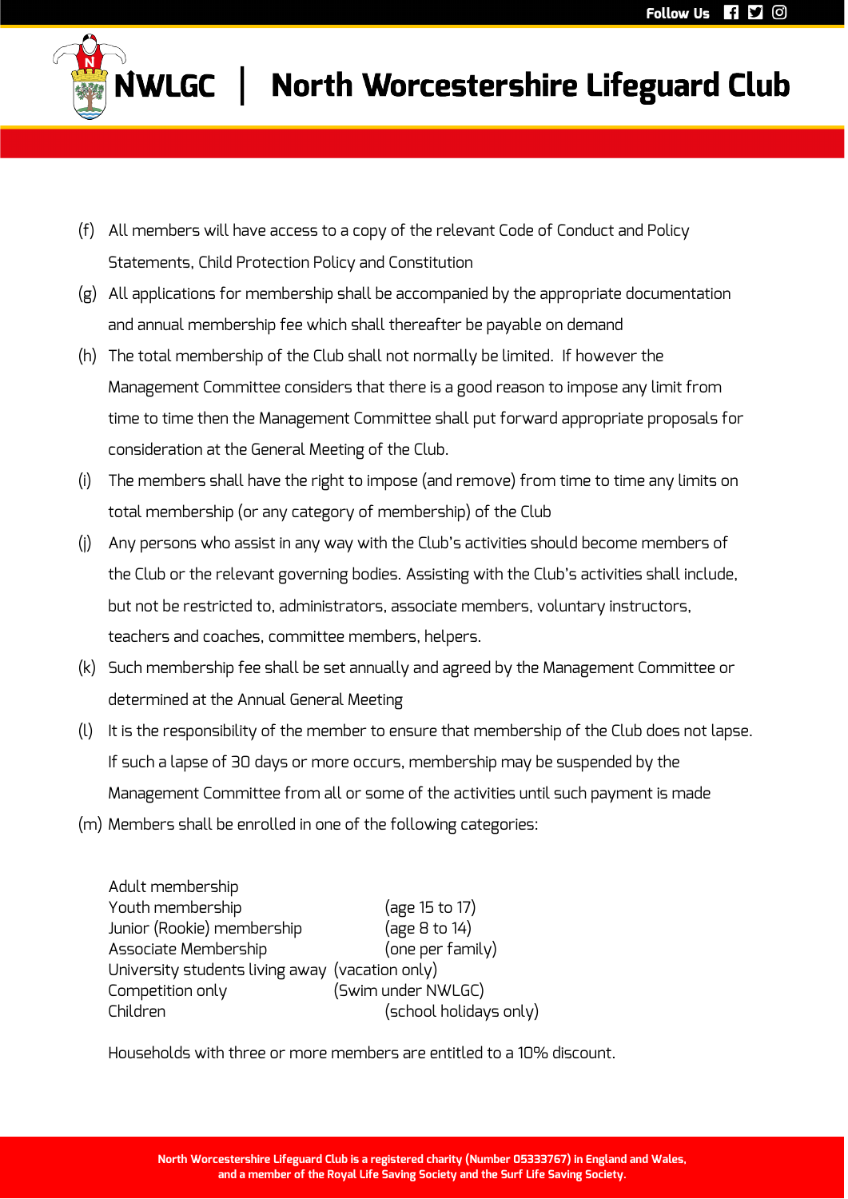(f) All members will have access to a copy of the relevant Code of Conduct and Policy Statements, Child Protection Policy and Constitution

(g) All applications for membership shall be accompanied by the appropriate documentation and annual membership fee which shall thereafter be payable on demand

(h) The total membership of the Club shall not normally be limited. If however the Management Committee considers that there is a good reason to impose any limit from time to time then the Management Committee shall put forward appropriate proposals for consideration at the General Meeting of the Club.

(i) The members shall have the right to impose (and remove) from time to time any limits on total membership (or any category of membership) of the Club

(j) Any persons who assist in any way with the Club's activities should become members of the Club or the relevant governing bodies. Assisting with the Club's activities shall include, but not be restricted to, administrators, associate members, voluntary instructors, teachers and coaches, committee members, helpers.

(k) Such membership fee shall be set annually and agreed by the Management Committee or determined at the Annual General Meeting

(l) It is the responsibility of the member to ensure that membership of the Club does not lapse. If such a lapse of 30 days or more occurs, membership may be suspended by the Management Committee from all or some of the activities until such payment is made

(m) Members shall be enrolled in one of the following categories:

| | |
|---|---|
| Adult membership | |
| Youth membership | (age 15 to 17) |
| Junior (Rookie) membership | (age 8 to 14) |
| Associate Membership | (one per family) |
| University students living away | (vacation only) |
| Competition only | (Swim under NWLGC) |
| Children | (school holidays only) |

Households with three or more members are entitled to a 10% discount.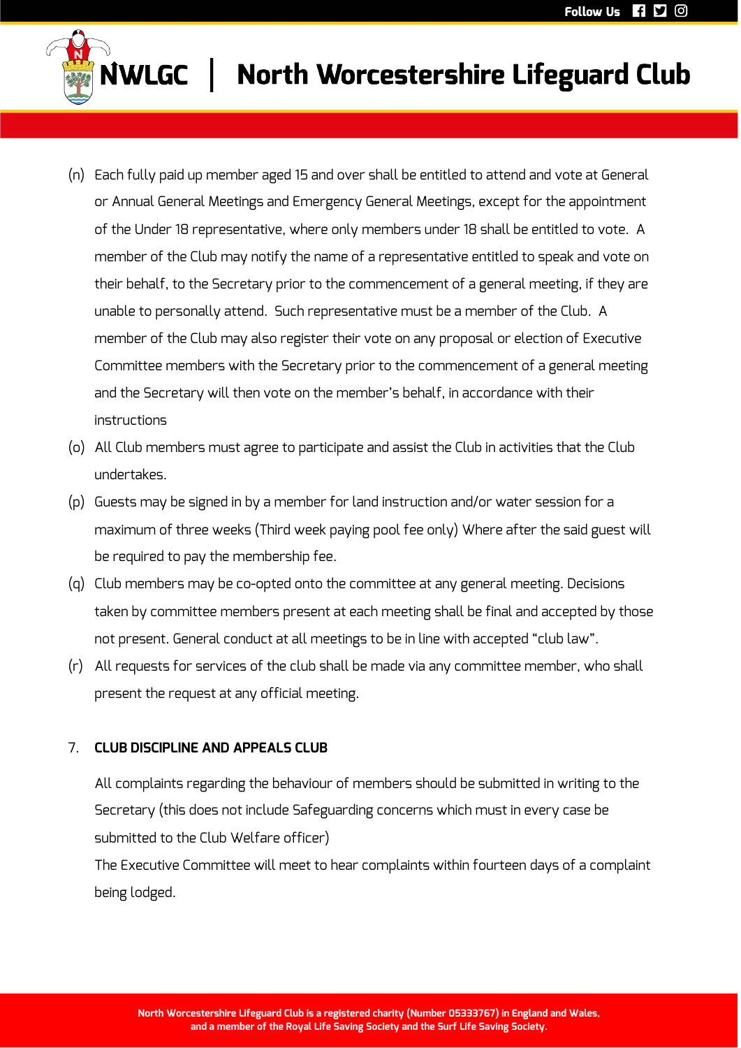(n) Each fully paid up member aged 15 and over shall be entitled to attend and vote at General or Annual General Meetings and Emergency General Meetings, except for the appointment of the Under 18 representative, where only members under 18 shall be entitled to vote. A member of the Club may notify the name of a representative entitled to speak and vote on their behalf, to the Secretary prior to the commencement of a general meeting, if they are unable to personally attend. Such representative must be a member of the Club. A member of the Club may also register their vote on any proposal or election of Executive Committee members with the Secretary prior to the commencement of a general meeting and the Secretary will then vote on the member's behalf, in accordance with their instructions

(o) All Club members must agree to participate and assist the Club in activities that the Club undertakes.

(p) Guests may be signed in by a member for land instruction and/or water session for a maximum of three weeks (Third week paying pool fee only) Where after the said guest will be required to pay the membership fee.

(q) Club members may be co-opted onto the committee at any general meeting. Decisions taken by committee members present at each meeting shall be final and accepted by those not present. General conduct at all meetings to be in line with accepted "club law".

(r) All requests for services of the club shall be made via any committee member, who shall present the request at any official meeting.

## 7. CLUB DISCIPLINE AND APPEALS CLUB

All complaints regarding the behaviour of members should be submitted in writing to the Secretary (this does not include Safeguarding concerns which must in every case be submitted to the Club Welfare officer)

The Executive Committee will meet to hear complaints within fourteen days of a complaint being lodged.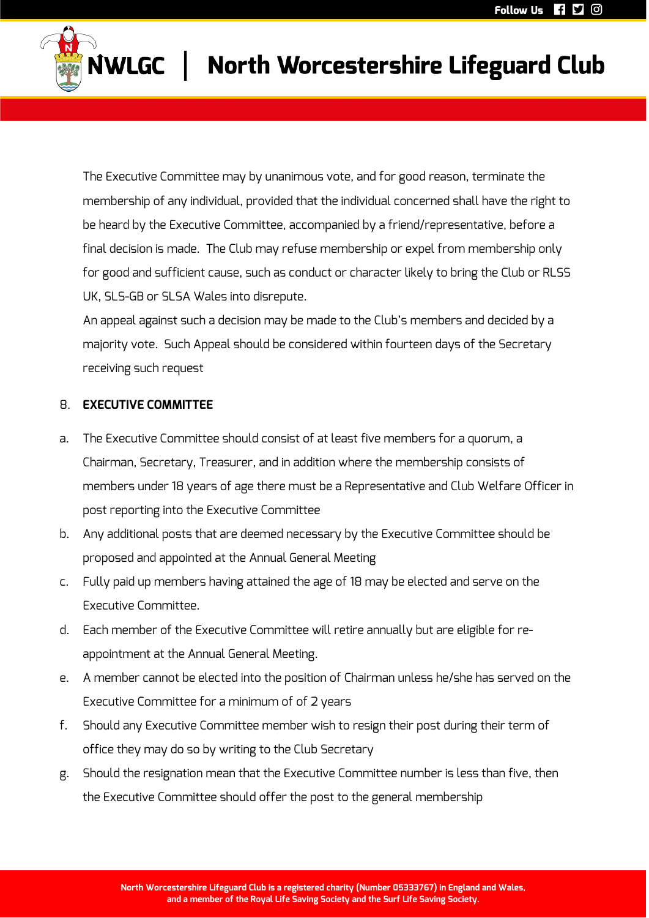The Executive Committee may by unanimous vote, and for good reason, terminate the membership of any individual, provided that the individual concerned shall have the right to be heard by the Executive Committee, accompanied by a friend/representative, before a final decision is made. The Club may refuse membership or expel from membership only for good and sufficient cause, such as conduct or character likely to bring the Club or RLSS UK, SLS-GB or SLSA Wales into disrepute.

An appeal against such a decision may be made to the Club's members and decided by a majority vote. Such Appeal should be considered within fourteen days of the Secretary receiving such request

8. **EXECUTIVE COMMITTEE**

a. The Executive Committee should consist of at least five members for a quorum, a Chairman, Secretary, Treasurer, and in addition where the membership consists of members under 18 years of age there must be a Representative and Club Welfare Officer in post reporting into the Executive Committee

b. Any additional posts that are deemed necessary by the Executive Committee should be proposed and appointed at the Annual General Meeting

c. Fully paid up members having attained the age of 18 may be elected and serve on the Executive Committee.

d. Each member of the Executive Committee will retire annually but are eligible for re-appointment at the Annual General Meeting.

e. A member cannot be elected into the position of Chairman unless he/she has served on the Executive Committee for a minimum of of 2 years

f. Should any Executive Committee member wish to resign their post during their term of office they may do so by writing to the Club Secretary

g. Should the resignation mean that the Executive Committee number is less than five, then the Executive Committee should offer the post to the general membership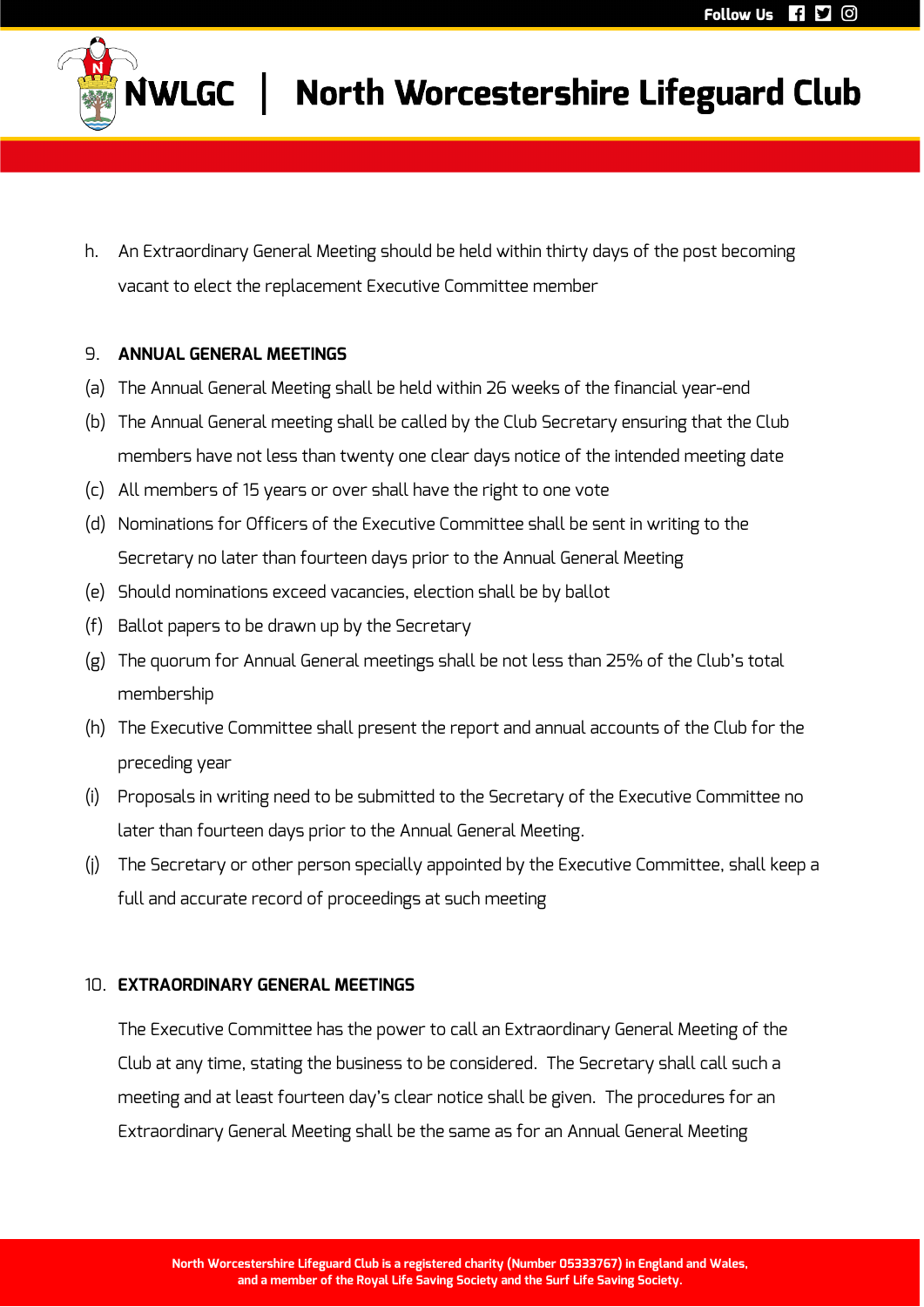h. An Extraordinary General Meeting should be held within thirty days of the post becoming vacant to elect the replacement Executive Committee member

9. **ANNUAL GENERAL MEETINGS**

(a) The Annual General Meeting shall be held within 26 weeks of the financial year-end

(b) The Annual General meeting shall be called by the Club Secretary ensuring that the Club members have not less than twenty one clear days notice of the intended meeting date

(c) All members of 15 years or over shall have the right to one vote

(d) Nominations for Officers of the Executive Committee shall be sent in writing to the Secretary no later than fourteen days prior to the Annual General Meeting

(e) Should nominations exceed vacancies, election shall be by ballot

(f) Ballot papers to be drawn up by the Secretary

(g) The quorum for Annual General meetings shall be not less than 25% of the Club's total membership

(h) The Executive Committee shall present the report and annual accounts of the Club for the preceding year

(i) Proposals in writing need to be submitted to the Secretary of the Executive Committee no later than fourteen days prior to the Annual General Meeting.

(j) The Secretary or other person specially appointed by the Executive Committee, shall keep a full and accurate record of proceedings at such meeting

10. **EXTRAORDINARY GENERAL MEETINGS**

The Executive Committee has the power to call an Extraordinary General Meeting of the Club at any time, stating the business to be considered. The Secretary shall call such a meeting and at least fourteen day's clear notice shall be given. The procedures for an Extraordinary General Meeting shall be the same as for an Annual General Meeting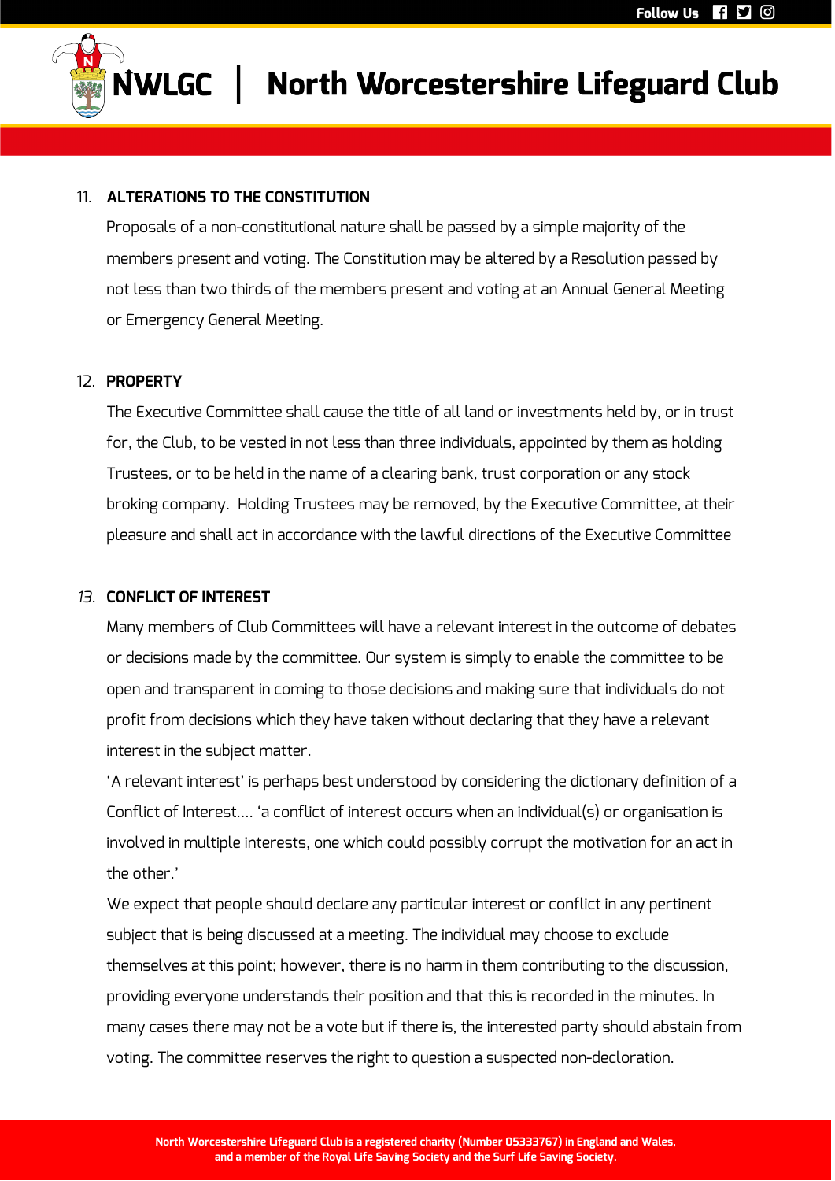11. **ALTERATIONS TO THE CONSTITUTION**

Proposals of a non-constitutional nature shall be passed by a simple majority of the members present and voting. The Constitution may be altered by a Resolution passed by not less than two thirds of the members present and voting at an Annual General Meeting or Emergency General Meeting.

12. **PROPERTY**

The Executive Committee shall cause the title of all land or investments held by, or in trust for, the Club, to be vested in not less than three individuals, appointed by them as holding Trustees, or to be held in the name of a clearing bank, trust corporation or any stock broking company. Holding Trustees may be removed, by the Executive Committee, at their pleasure and shall act in accordance with the lawful directions of the Executive Committee

13. **CONFLICT OF INTEREST**

Many members of Club Committees will have a relevant interest in the outcome of debates or decisions made by the committee. Our system is simply to enable the committee to be open and transparent in coming to those decisions and making sure that individuals do not profit from decisions which they have taken without declaring that they have a relevant interest in the subject matter.

'A relevant interest' is perhaps best understood by considering the dictionary definition of a Conflict of Interest.... 'a conflict of interest occurs when an individual(s) or organisation is involved in multiple interests, one which could possibly corrupt the motivation for an act in the other.'

We expect that people should declare any particular interest or conflict in any pertinent subject that is being discussed at a meeting. The individual may choose to exclude themselves at this point; however, there is no harm in them contributing to the discussion, providing everyone understands their position and that this is recorded in the minutes. In many cases there may not be a vote but if there is, the interested party should abstain from voting. The committee reserves the right to question a suspected non-decloration.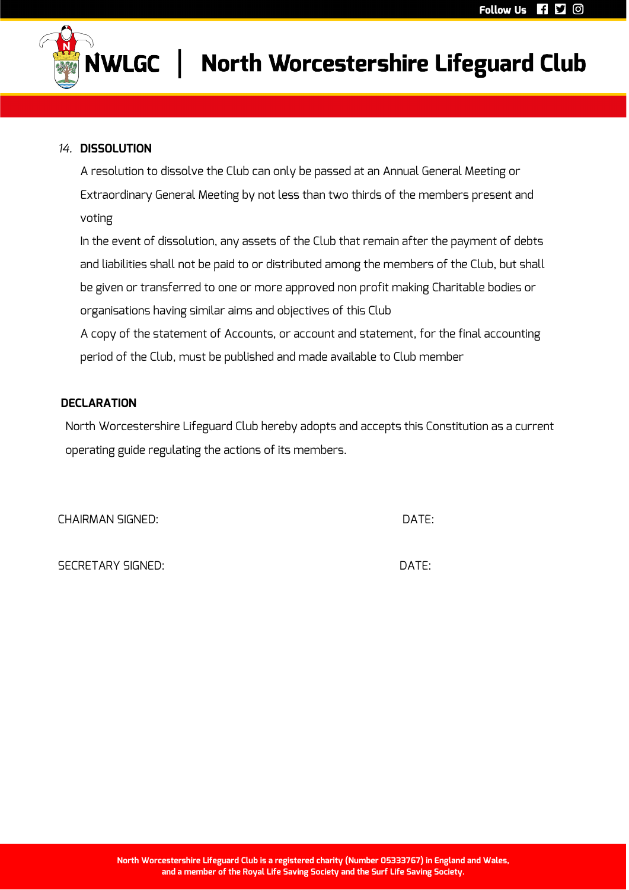### 14. DISSOLUTION

A resolution to dissolve the Club can only be passed at an Annual General Meeting or Extraordinary General Meeting by not less than two thirds of the members present and voting

In the event of dissolution, any assets of the Club that remain after the payment of debts and liabilities shall not be paid to or distributed among the members of the Club, but shall be given or transferred to one or more approved non profit making Charitable bodies or organisations having similar aims and objectives of this Club

A copy of the statement of Accounts, or account and statement, for the final accounting period of the Club, must be published and made available to Club member

### DECLARATION

North Worcestershire Lifeguard Club hereby adopts and accepts this Constitution as a current operating guide regulating the actions of its members.

CHAIRMAN SIGNED: DATE:

SECRETARY SIGNED: DATE: